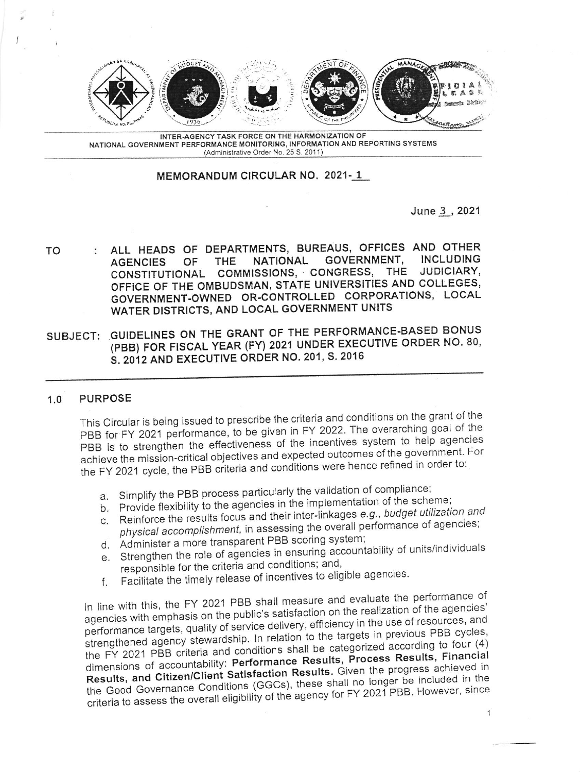INTER-AGENCY TASK FORCE ON THE HARMONIZATION OF NATIONAL GOVERNMENT PERFORMANCE MONITORING, INFORMATION AND REPORTING SYSTEMS
(Administrative Order No. 25 S. 2011)

**MEMORANDUM CIRCULAR NO. 2021-1**

June 3, 2021

**TO : ALL HEADS OF DEPARTMENTS, BUREAUS, OFFICES AND OTHER AGENCIES OF THE NATIONAL GOVERNMENT, INCLUDING CONSTITUTIONAL COMMISSIONS, CONGRESS, THE JUDICIARY, OFFICE OF THE OMBUDSMAN, STATE UNIVERSITIES AND COLLEGES, GOVERNMENT-OWNED OR-CONTROLLED CORPORATIONS, LOCAL WATER DISTRICTS, AND LOCAL GOVERNMENT UNITS**

**SUBJECT: GUIDELINES ON THE GRANT OF THE PERFORMANCE-BASED BONUS (PBB) FOR FISCAL YEAR (FY) 2021 UNDER EXECUTIVE ORDER NO. 80, S. 2012 AND EXECUTIVE ORDER NO. 201, S. 2016**

## 1.0 PURPOSE

This Circular is being issued to prescribe the criteria and conditions on the grant of the PBB for FY 2021 performance, to be given in FY 2022. The overarching goal of the PBB is to strengthen the effectiveness of the incentives system to help agencies achieve the mission-critical objectives and expected outcomes of the government. For the FY 2021 cycle, the PBB criteria and conditions were hence refined in order to:

a. Simplify the PBB process particularly the validation of compliance;
b. Provide flexibility to the agencies in the implementation of the scheme;
c. Reinforce the results focus and their inter-linkages *e.g., budget utilization and physical accomplishment,* in assessing the overall performance of agencies;
d. Administer a more transparent PBB scoring system;
e. Strengthen the role of agencies in ensuring accountability of units/individuals responsible for the criteria and conditions; and,
f. Facilitate the timely release of incentives to eligible agencies.

In line with this, the FY 2021 PBB shall measure and evaluate the performance of agencies with emphasis on the public's satisfaction on the realization of the agencies' performance targets, quality of service delivery, efficiency in the use of resources, and strengthened agency stewardship. In relation to the targets in previous PBB cycles, the FY 2021 PBB criteria and conditions shall be categorized according to four (4) dimensions of accountability: **Performance Results, Process Results, Financial Results, and Citizen/Client Satisfaction Results.** Given the progress achieved in the Good Governance Conditions (GGCs), these shall no longer be included in the criteria to assess the overall eligibility of the agency for FY 2021 PBB. However, since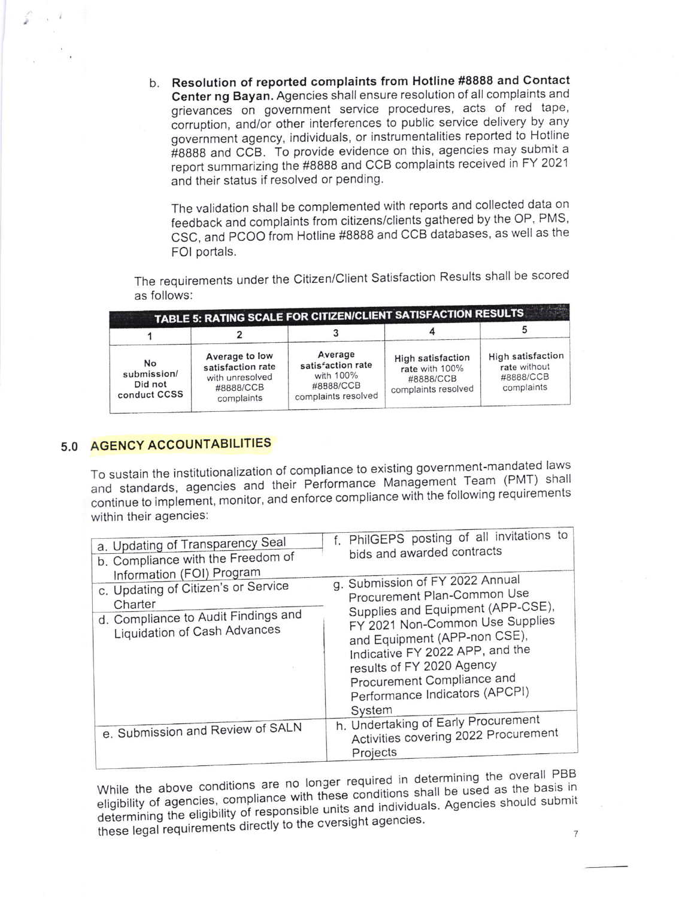b. **Resolution of reported complaints from Hotline #8888 and Contact Center ng Bayan.** Agencies shall ensure resolution of all complaints and grievances on government service procedures, acts of red tape, corruption, and/or other interferences to public service delivery by any government agency, individuals, or instrumentalities reported to Hotline #8888 and CCB. To provide evidence on this, agencies may submit a report summarizing the #8888 and CCB complaints received in FY 2021 and their status if resolved or pending.

The validation shall be complemented with reports and collected data on feedback and complaints from citizens/clients gathered by the OP, PMS, CSC, and PCOO from Hotline #8888 and CCB databases, as well as the FOI portals.

The requirements under the Citizen/Client Satisfaction Results shall be scored as follows:

**TABLE 5: RATING SCALE FOR CITIZEN/CLIENT SATISFACTION RESULTS**

| 1 | 2 | 3 | 4 | 5 |
|---|---|---|---|---|
| No submission/ Did not conduct CCSS | Average to low satisfaction rate with unresolved #8888/CCB complaints | Average satisfaction rate with 100% #8888/CCB complaints resolved | High satisfaction rate with 100% #8888/CCB complaints resolved | High satisfaction rate without #8888/CCB complaints |

## 5.0 AGENCY ACCOUNTABILITIES

To sustain the institutionalization of compliance to existing government-mandated laws and standards, agencies and their Performance Management Team (PMT) shall continue to implement, monitor, and enforce compliance with the following requirements within their agencies:

| | |
|---|---|
| a. Updating of Transparency Seal<br>b. Compliance with the Freedom of Information (FOI) Program | f. PhilGEPS posting of all invitations to bids and awarded contracts |
| c. Updating of Citizen's or Service Charter<br>d. Compliance to Audit Findings and Liquidation of Cash Advances | g. Submission of FY 2022 Annual Procurement Plan-Common Use Supplies and Equipment (APP-CSE), FY 2021 Non-Common Use Supplies and Equipment (APP-non CSE), Indicative FY 2022 APP, and the results of FY 2020 Agency Procurement Compliance and Performance Indicators (APCPI) System |
| e. Submission and Review of SALN | h. Undertaking of Early Procurement Activities covering 2022 Procurement Projects |

While the above conditions are no longer required in determining the overall PBB eligibility of agencies, compliance with these conditions shall be used as the basis in determining the eligibility of responsible units and individuals. Agencies should submit these legal requirements directly to the oversight agencies.